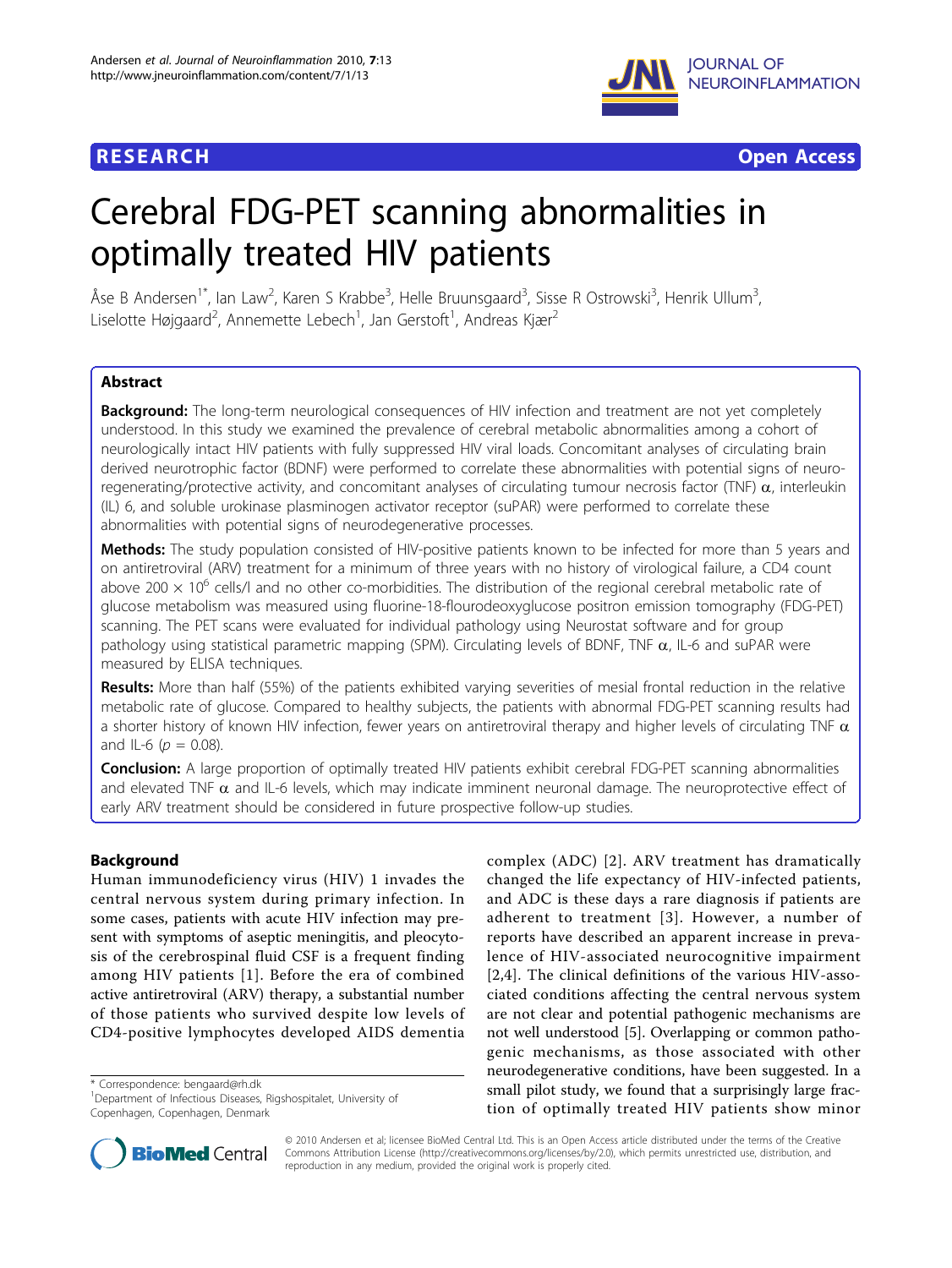**RESEARCH** **Open Access**

# Cerebral FDG-PET scanning abnormalities in optimally treated HIV patients

Åse B Andersen[1*], Ian Law[2], Karen S Krabbe[3], Helle Bruunsgaard[3], Sisse R Ostrowski[3], Henrik Ullum[3], Liselotte Højgaard[2], Annemette Lebech[1], Jan Gerstoft[1], Andreas Kjær[2]

## Abstract

**Background:** The long-term neurological consequences of HIV infection and treatment are not yet completely understood. In this study we examined the prevalence of cerebral metabolic abnormalities among a cohort of neurologically intact HIV patients with fully suppressed HIV viral loads. Concomitant analyses of circulating brain derived neurotrophic factor (BDNF) were performed to correlate these abnormalities with potential signs of neuro-regenerating/protective activity, and concomitant analyses of circulating tumour necrosis factor (TNF) $\alpha$, interleukin (IL) 6, and soluble urokinase plasminogen activator receptor (suPAR) were performed to correlate these abnormalities with potential signs of neurodegenerative processes.

**Methods:** The study population consisted of HIV-positive patients known to be infected for more than 5 years and on antiretroviral (ARV) treatment for a minimum of three years with no history of virological failure, a CD4 count above $200 \times 10^6$ cells/l and no other co-morbidities. The distribution of the regional cerebral metabolic rate of glucose metabolism was measured using fluorine-18-flourodeoxyglucose positron emission tomography (FDG-PET) scanning. The PET scans were evaluated for individual pathology using Neurostat software and for group pathology using statistical parametric mapping (SPM). Circulating levels of BDNF, TNF $\alpha$, IL-6 and suPAR were measured by ELISA techniques.

**Results:** More than half (55%) of the patients exhibited varying severities of mesial frontal reduction in the relative metabolic rate of glucose. Compared to healthy subjects, the patients with abnormal FDG-PET scanning results had a shorter history of known HIV infection, fewer years on antiretroviral therapy and higher levels of circulating TNF $\alpha$ and IL-6 ($p = 0.08$).

**Conclusion:** A large proportion of optimally treated HIV patients exhibit cerebral FDG-PET scanning abnormalities and elevated TNF $\alpha$ and IL-6 levels, which may indicate imminent neuronal damage. The neuroprotective effect of early ARV treatment should be considered in future prospective follow-up studies.

## Background

Human immunodeficiency virus (HIV) 1 invades the central nervous system during primary infection. In some cases, patients with acute HIV infection may present with symptoms of aseptic meningitis, and pleocytosis of the cerebrospinal fluid CSF is a frequent finding among HIV patients [1]. Before the era of combined active antiretroviral (ARV) therapy, a substantial number of those patients who survived despite low levels of CD4-positive lymphocytes developed AIDS dementia complex (ADC) [2]. ARV treatment has dramatically changed the life expectancy of HIV-infected patients, and ADC is these days a rare diagnosis if patients are adherent to treatment [3]. However, a number of reports have described an apparent increase in prevalence of HIV-associated neurocognitive impairment [2,4]. The clinical definitions of the various HIV-associated conditions affecting the central nervous system are not clear and potential pathogenic mechanisms are not well understood [5]. Overlapping or common pathogenic mechanisms, as those associated with other neurodegenerative conditions, have been suggested. In a small pilot study, we found that a surprisingly large fraction of optimally treated HIV patients show minor

\* Correspondence: bengaard@rh.dk
[1]Department of Infectious Diseases, Rigshospitalet, University of Copenhagen, Copenhagen, Denmark

© 2010 Andersen et al; licensee BioMed Central Ltd. This is an Open Access article distributed under the terms of the Creative Commons Attribution License (http://creativecommons.org/licenses/by/2.0), which permits unrestricted use, distribution, and reproduction in any medium, provided the original work is properly cited.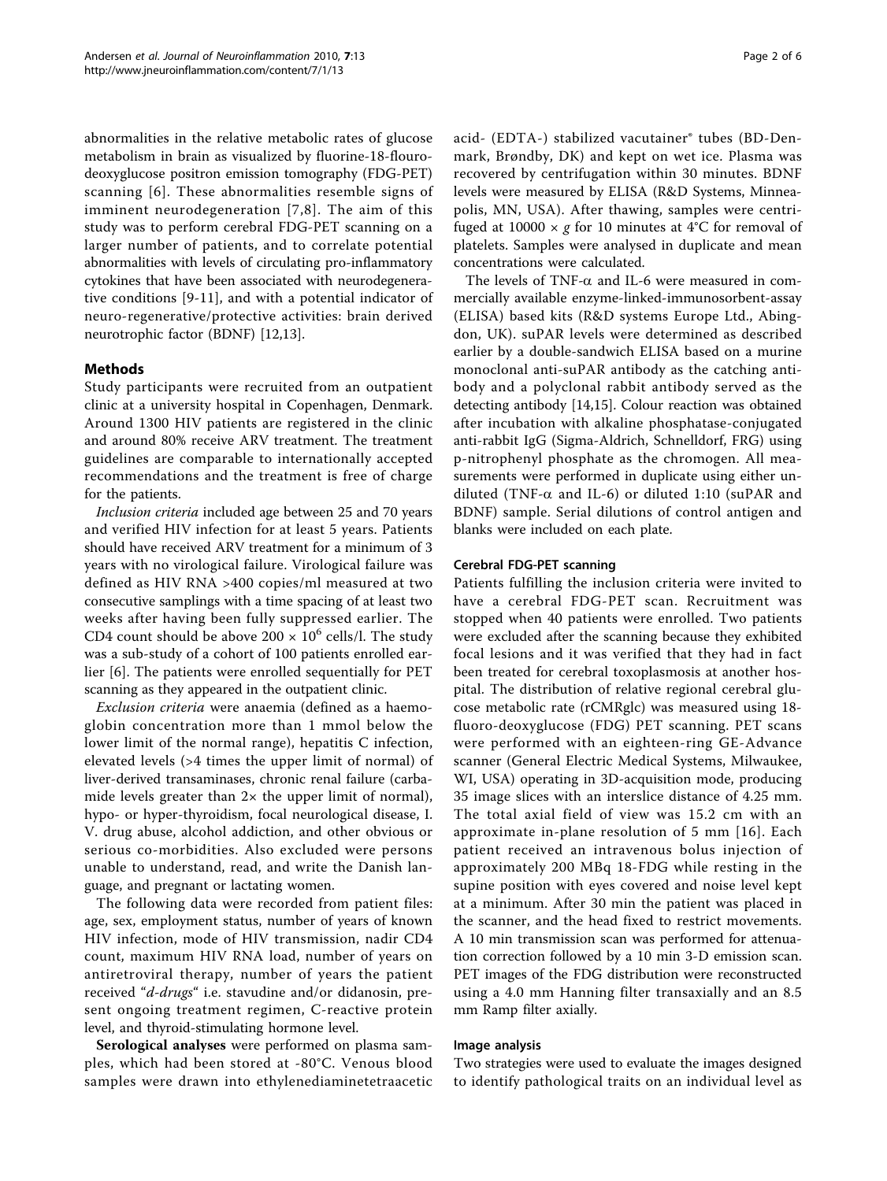abnormalities in the relative metabolic rates of glucose metabolism in brain as visualized by fluorine-18-flouro-deoxyglucose positron emission tomography (FDG-PET) scanning [6]. These abnormalities resemble signs of imminent neurodegeneration [7,8]. The aim of this study was to perform cerebral FDG-PET scanning on a larger number of patients, and to correlate potential abnormalities with levels of circulating pro-inflammatory cytokines that have been associated with neurodegenerative conditions [9-11], and with a potential indicator of neuro-regenerative/protective activities: brain derived neurotrophic factor (BDNF) [12,13].

## Methods

Study participants were recruited from an outpatient clinic at a university hospital in Copenhagen, Denmark. Around 1300 HIV patients are registered in the clinic and around 80% receive ARV treatment. The treatment guidelines are comparable to internationally accepted recommendations and the treatment is free of charge for the patients.

*Inclusion criteria* included age between 25 and 70 years and verified HIV infection for at least 5 years. Patients should have received ARV treatment for a minimum of 3 years with no virological failure. Virological failure was defined as HIV RNA >400 copies/ml measured at two consecutive samplings with a time spacing of at least two weeks after having been fully suppressed earlier. The CD4 count should be above $200 \times 10^6$ cells/l. The study was a sub-study of a cohort of 100 patients enrolled earlier [6]. The patients were enrolled sequentially for PET scanning as they appeared in the outpatient clinic.

*Exclusion criteria* were anaemia (defined as a haemoglobin concentration more than 1 mmol below the lower limit of the normal range), hepatitis C infection, elevated levels (>4 times the upper limit of normal) of liver-derived transaminases, chronic renal failure (carbamide levels greater than 2× the upper limit of normal), hypo- or hyper-thyroidism, focal neurological disease, I. V. drug abuse, alcohol addiction, and other obvious or serious co-morbidities. Also excluded were persons unable to understand, read, and write the Danish language, and pregnant or lactating women.

The following data were recorded from patient files: age, sex, employment status, number of years of known HIV infection, mode of HIV transmission, nadir CD4 count, maximum HIV RNA load, number of years on antiretroviral therapy, number of years the patient received "*d-drugs*" i.e. stavudine and/or didanosin, present ongoing treatment regimen, C-reactive protein level, and thyroid-stimulating hormone level.

**Serological analyses** were performed on plasma samples, which had been stored at -80°C. Venous blood samples were drawn into ethylenediaminetetraacetic acid- (EDTA-) stabilized vacutainer® tubes (BD-Denmark, Brøndby, DK) and kept on wet ice. Plasma was recovered by centrifugation within 30 minutes. BDNF levels were measured by ELISA (R&D Systems, Minneapolis, MN, USA). After thawing, samples were centrifuged at 10000 × *g* for 10 minutes at 4°C for removal of platelets. Samples were analysed in duplicate and mean concentrations were calculated.

The levels of TNF-α and IL-6 were measured in commercially available enzyme-linked-immunosorbent-assay (ELISA) based kits (R&D systems Europe Ltd., Abingdon, UK). suPAR levels were determined as described earlier by a double-sandwich ELISA based on a murine monoclonal anti-suPAR antibody as the catching antibody and a polyclonal rabbit antibody served as the detecting antibody [14,15]. Colour reaction was obtained after incubation with alkaline phosphatase-conjugated anti-rabbit IgG (Sigma-Aldrich, Schnelldorf, FRG) using p-nitrophenyl phosphate as the chromogen. All measurements were performed in duplicate using either undiluted (TNF-α and IL-6) or diluted 1:10 (suPAR and BDNF) sample. Serial dilutions of control antigen and blanks were included on each plate.

### Cerebral FDG-PET scanning

Patients fulfilling the inclusion criteria were invited to have a cerebral FDG-PET scan. Recruitment was stopped when 40 patients were enrolled. Two patients were excluded after the scanning because they exhibited focal lesions and it was verified that they had in fact been treated for cerebral toxoplasmosis at another hospital. The distribution of relative regional cerebral glucose metabolic rate (rCMRglc) was measured using 18-fluoro-deoxyglucose (FDG) PET scanning. PET scans were performed with an eighteen-ring GE-Advance scanner (General Electric Medical Systems, Milwaukee, WI, USA) operating in 3D-acquisition mode, producing 35 image slices with an interslice distance of 4.25 mm. The total axial field of view was 15.2 cm with an approximate in-plane resolution of 5 mm [16]. Each patient received an intravenous bolus injection of approximately 200 MBq 18-FDG while resting in the supine position with eyes covered and noise level kept at a minimum. After 30 min the patient was placed in the scanner, and the head fixed to restrict movements. A 10 min transmission scan was performed for attenuation correction followed by a 10 min 3-D emission scan. PET images of the FDG distribution were reconstructed using a 4.0 mm Hanning filter transaxially and an 8.5 mm Ramp filter axially.

### Image analysis

Two strategies were used to evaluate the images designed to identify pathological traits on an individual level as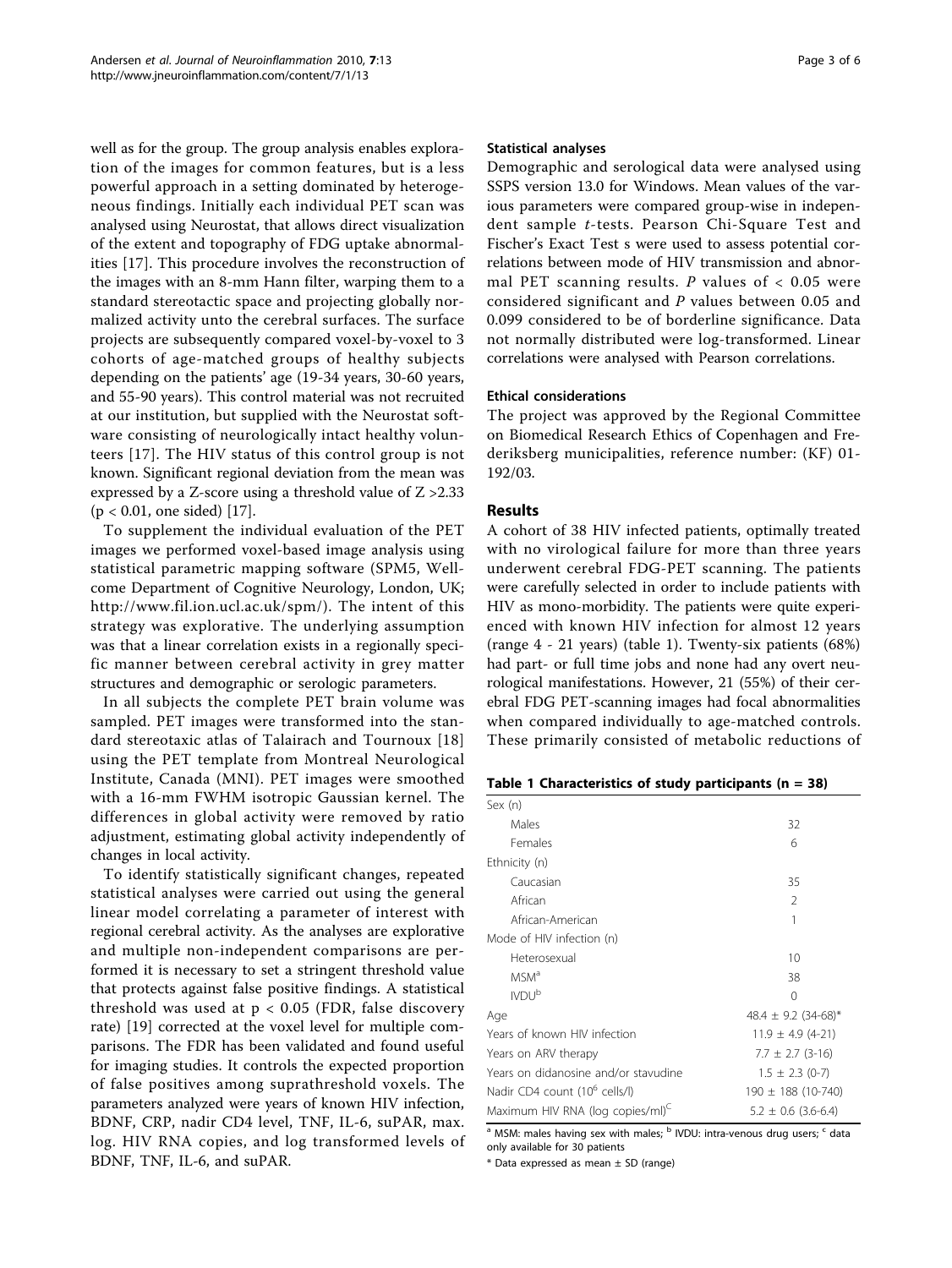well as for the group. The group analysis enables exploration of the images for common features, but is a less powerful approach in a setting dominated by heterogeneous findings. Initially each individual PET scan was analysed using Neurostat, that allows direct visualization of the extent and topography of FDG uptake abnormalities [17]. This procedure involves the reconstruction of the images with an 8-mm Hann filter, warping them to a standard stereotactic space and projecting globally normalized activity unto the cerebral surfaces. The surface projects are subsequently compared voxel-by-voxel to 3 cohorts of age-matched groups of healthy subjects depending on the patients' age (19-34 years, 30-60 years, and 55-90 years). This control material was not recruited at our institution, but supplied with the Neurostat software consisting of neurologically intact healthy volunteers [17]. The HIV status of this control group is not known. Significant regional deviation from the mean was expressed by a Z-score using a threshold value of $Z > 2.33$ ($p < 0.01$, one sided) [17].

To supplement the individual evaluation of the PET images we performed voxel-based image analysis using statistical parametric mapping software (SPM5, Wellcome Department of Cognitive Neurology, London, UK; http://www.fil.ion.ucl.ac.uk/spm/). The intent of this strategy was explorative. The underlying assumption was that a linear correlation exists in a regionally specific manner between cerebral activity in grey matter structures and demographic or serologic parameters.

In all subjects the complete PET brain volume was sampled. PET images were transformed into the standard stereotaxic atlas of Talairach and Tournoux [18] using the PET template from Montreal Neurological Institute, Canada (MNI). PET images were smoothed with a 16-mm FWHM isotropic Gaussian kernel. The differences in global activity were removed by ratio adjustment, estimating global activity independently of changes in local activity.

To identify statistically significant changes, repeated statistical analyses were carried out using the general linear model correlating a parameter of interest with regional cerebral activity. As the analyses are explorative and multiple non-independent comparisons are performed it is necessary to set a stringent threshold value that protects against false positive findings. A statistical threshold was used at $p < 0.05$ (FDR, false discovery rate) [19] corrected at the voxel level for multiple comparisons. The FDR has been validated and found useful for imaging studies. It controls the expected proportion of false positives among suprathreshold voxels. The parameters analyzed were years of known HIV infection, BDNF, CRP, nadir CD4 level, TNF, IL-6, suPAR, max. log. HIV RNA copies, and log transformed levels of BDNF, TNF, IL-6, and suPAR.

### Statistical analyses

Demographic and serological data were analysed using SSPS version 13.0 for Windows. Mean values of the various parameters were compared group-wise in independent sample *t*-tests. Pearson Chi-Square Test and Fischer's Exact Test s were used to assess potential correlations between mode of HIV transmission and abnormal PET scanning results. *P* values of $< 0.05$ were considered significant and *P* values between 0.05 and 0.099 considered to be of borderline significance. Data not normally distributed were log-transformed. Linear correlations were analysed with Pearson correlations.

### Ethical considerations

The project was approved by the Regional Committee on Biomedical Research Ethics of Copenhagen and Frederiksberg municipalities, reference number: (KF) 01-192/03.

## Results

A cohort of 38 HIV infected patients, optimally treated with no virological failure for more than three years underwent cerebral FDG-PET scanning. The patients were carefully selected in order to include patients with HIV as mono-morbidity. The patients were quite experienced with known HIV infection for almost 12 years (range 4 - 21 years) (table 1). Twenty-six patients (68%) had part- or full time jobs and none had any overt neurological manifestations. However, 21 (55%) of their cerebral FDG PET-scanning images had focal abnormalities when compared individually to age-matched controls. These primarily consisted of metabolic reductions of

**Table 1 Characteristics of study participants (n = 38)**

| | |
|---|---|
| Sex (n) | |
| Males | 32 |
| Females | 6 |
| Ethnicity (n) | |
| Caucasian | 35 |
| African | 2 |
| African-American | 1 |
| Mode of HIV infection (n) | |
| Heterosexual | 10 |
| MSM[a] | 38 |
| IVDU[b] | 0 |
| Age | 48.4 ± 9.2 (34-68)* |
| Years of known HIV infection | 11.9 ± 4.9 (4-21) |
| Years on ARV therapy | 7.7 ± 2.7 (3-16) |
| Years on didanosine and/or stavudine | 1.5 ± 2.3 (0-7) |
| Nadir CD4 count ($10^6$ cells/l) | 190 ± 188 (10-740) |
| Maximum HIV RNA (log copies/ml)[c] | 5.2 ± 0.6 (3.6-6.4) |

[a] MSM: males having sex with males; [b] IVDU: intra-venous drug users; [c] data only available for 30 patients

\* Data expressed as mean ± SD (range)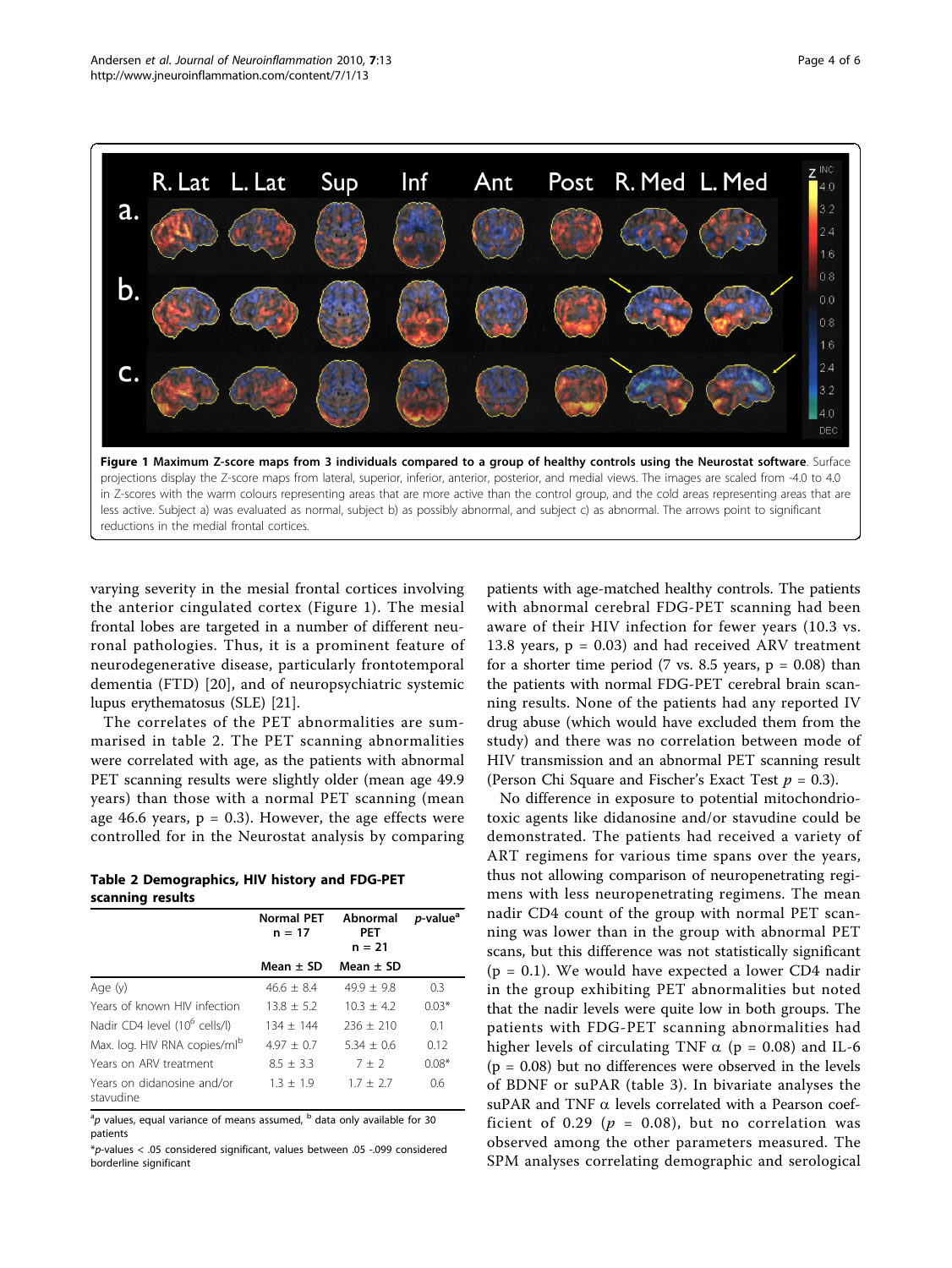**Figure 1 Maximum Z-score maps from 3 individuals compared to a group of healthy controls using the Neurostat software**. Surface projections display the Z-score maps from lateral, superior, inferior, anterior, posterior, and medial views. The images are scaled from -4.0 to 4.0 in Z-scores with the warm colours representing areas that are more active than the control group, and the cold areas representing areas that are less active. Subject a) was evaluated as normal, subject b) as possibly abnormal, and subject c) as abnormal. The arrows point to significant reductions in the medial frontal cortices.

varying severity in the mesial frontal cortices involving the anterior cingulated cortex (Figure 1). The mesial frontal lobes are targeted in a number of different neuronal pathologies. Thus, it is a prominent feature of neurodegenerative disease, particularly frontotemporal dementia (FTD) [20], and of neuropsychiatric systemic lupus erythematosus (SLE) [21].

The correlates of the PET abnormalities are summarised in table 2. The PET scanning abnormalities were correlated with age, as the patients with abnormal PET scanning results were slightly older (mean age 49.9 years) than those with a normal PET scanning (mean age 46.6 years, p = 0.3). However, the age effects were controlled for in the Neurostat analysis by comparing patients with age-matched healthy controls. The patients with abnormal cerebral FDG-PET scanning had been aware of their HIV infection for fewer years (10.3 vs. 13.8 years, p = 0.03) and had received ARV treatment for a shorter time period (7 vs. 8.5 years, p = 0.08) than the patients with normal FDG-PET cerebral brain scanning results. None of the patients had any reported IV drug abuse (which would have excluded them from the study) and there was no correlation between mode of HIV transmission and an abnormal PET scanning result (Person Chi Square and Fischer's Exact Test $p$ = 0.3).

**Table 2 Demographics, HIV history and FDG-PET scanning results**

| | Normal PET n = 17 | Abnormal PET n = 21 | *p*-value[a] |
|---|---|---|---|
| | Mean ± SD | Mean ± SD | |
| Age (y) | 46.6 ± 8.4 | 49.9 ± 9.8 | 0.3 |
| Years of known HIV infection | 13.8 ± 5.2 | 10.3 ± 4.2 | 0.03* |
| Nadir CD4 level ($10^6$ cells/l) | 134 ± 144 | 236 ± 210 | 0.1 |
| Max. log. HIV RNA copies/ml[b] | 4.97 ± 0.7 | 5.34 ± 0.6 | 0.12 |
| Years on ARV treatment | 8.5 ± 3.3 | 7 ± 2 | 0.08* |
| Years on didanosine and/or stavudine | 1.3 ± 1.9 | 1.7 ± 2.7 | 0.6 |

[a]*p* values, equal variance of means assumed, [b] data only available for 30 patients

**p*-values < .05 considered significant, values between .05 -.099 considered borderline significant

No difference in exposure to potential mitochondriotoxic agents like didanosine and/or stavudine could be demonstrated. The patients had received a variety of ART regimens for various time spans over the years, thus not allowing comparison of neuropenetrating regimens with less neuropenetrating regimens. The mean nadir CD4 count of the group with normal PET scanning was lower than in the group with abnormal PET scans, but this difference was not statistically significant (p = 0.1). We would have expected a lower CD4 nadir in the group exhibiting PET abnormalities but noted that the nadir levels were quite low in both groups. The patients with FDG-PET scanning abnormalities had higher levels of circulating TNF $\alpha$ (p = 0.08) and IL-6 (p = 0.08) but no differences were observed in the levels of BDNF or suPAR (table 3). In bivariate analyses the suPAR and TNF $\alpha$ levels correlated with a Pearson coefficient of 0.29 ($p$ = 0.08), but no correlation was observed among the other parameters measured. The SPM analyses correlating demographic and serological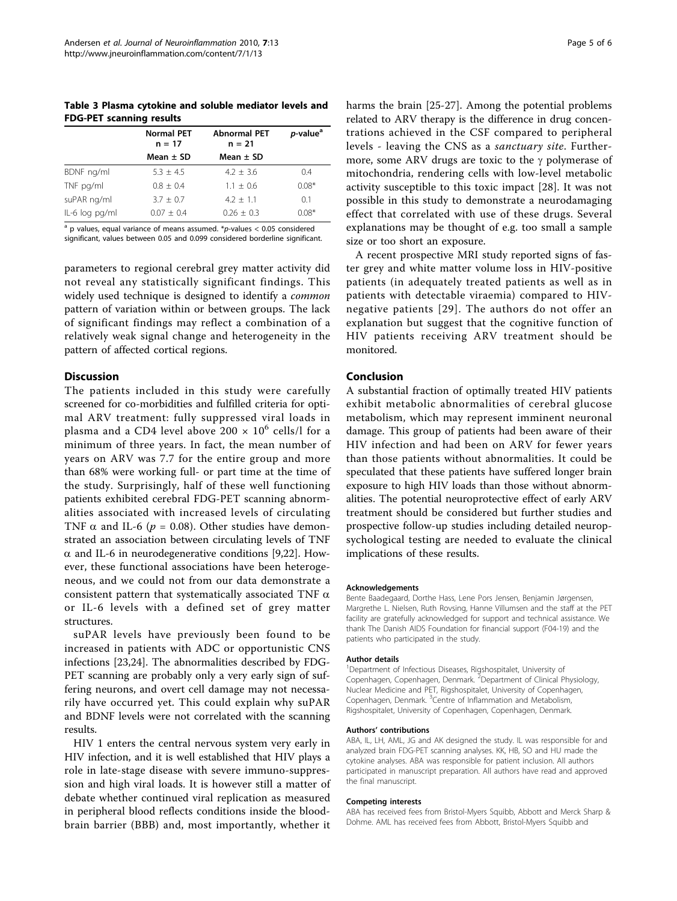**Table 3 Plasma cytokine and soluble mediator levels and FDG-PET scanning results**

| | Normal PET n = 17 | Abnormal PET n = 21 | *p*-value[a] |
|---|---|---|---|
| | Mean ± SD | Mean ± SD | |
| BDNF ng/ml | 5.3 ± 4.5 | 4.2 ± 3.6 | 0.4 |
| TNF pg/ml | 0.8 ± 0.4 | 1.1 ± 0.6 | 0.08* |
| suPAR ng/ml | 3.7 ± 0.7 | 4.2 ± 1.1 | 0.1 |
| IL-6 log pg/ml | 0.07 ± 0.4 | 0.26 ± 0.3 | 0.08* |

[a] p values, equal variance of means assumed. *p-values < 0.05 considered significant, values between 0.05 and 0.099 considered borderline significant.

parameters to regional cerebral grey matter activity did not reveal any statistically significant findings. This widely used technique is designed to identify a *common* pattern of variation within or between groups. The lack of significant findings may reflect a combination of a relatively weak signal change and heterogeneity in the pattern of affected cortical regions.

## Discussion

The patients included in this study were carefully screened for co-morbidities and fulfilled criteria for optimal ARV treatment: fully suppressed viral loads in plasma and a CD4 level above $200 \times 10^6$ cells/l for a minimum of three years. In fact, the mean number of years on ARV was 7.7 for the entire group and more than 68% were working full- or part time at the time of the study. Surprisingly, half of these well functioning patients exhibited cerebral FDG-PET scanning abnormalities associated with increased levels of circulating TNF $\alpha$ and IL-6 ($p = 0.08$). Other studies have demonstrated an association between circulating levels of TNF $\alpha$ and IL-6 in neurodegenerative conditions [9,22]. However, these functional associations have been heterogeneous, and we could not from our data demonstrate a consistent pattern that systematically associated TNF $\alpha$ or IL-6 levels with a defined set of grey matter structures.

suPAR levels have previously been found to be increased in patients with ADC or opportunistic CNS infections [23,24]. The abnormalities described by FDG-PET scanning are probably only a very early sign of suffering neurons, and overt cell damage may not necessarily have occurred yet. This could explain why suPAR and BDNF levels were not correlated with the scanning results.

HIV 1 enters the central nervous system very early in HIV infection, and it is well established that HIV plays a role in late-stage disease with severe immuno-suppression and high viral loads. It is however still a matter of debate whether continued viral replication as measured in peripheral blood reflects conditions inside the blood-brain barrier (BBB) and, most importantly, whether it harms the brain [25-27]. Among the potential problems related to ARV therapy is the difference in drug concentrations achieved in the CSF compared to peripheral levels - leaving the CNS as a *sanctuary site*. Furthermore, some ARV drugs are toxic to the $\gamma$ polymerase of mitochondria, rendering cells with low-level metabolic activity susceptible to this toxic impact [28]. It was not possible in this study to demonstrate a neurodamaging effect that correlated with use of these drugs. Several explanations may be thought of e.g. too small a sample size or too short an exposure.

A recent prospective MRI study reported signs of faster grey and white matter volume loss in HIV-positive patients (in adequately treated patients as well as in patients with detectable viraemia) compared to HIV-negative patients [29]. The authors do not offer an explanation but suggest that the cognitive function of HIV patients receiving ARV treatment should be monitored.

## Conclusion

A substantial fraction of optimally treated HIV patients exhibit metabolic abnormalities of cerebral glucose metabolism, which may represent imminent neuronal damage. This group of patients had been aware of their HIV infection and had been on ARV for fewer years than those patients without abnormalities. It could be speculated that these patients have suffered longer brain exposure to high HIV loads than those without abnormalities. The potential neuroprotective effect of early ARV treatment should be considered but further studies and prospective follow-up studies including detailed neuropsychological testing are needed to evaluate the clinical implications of these results.

#### Acknowledgements

Bente Baadegaard, Dorthe Hass, Lene Pors Jensen, Benjamin Jørgensen, Margrethe L. Nielsen, Ruth Rovsing, Hanne Villumsen and the staff at the PET facility are gratefully acknowledged for support and technical assistance. We thank The Danish AIDS Foundation for financial support (F04-19) and the patients who participated in the study.

#### Author details

[1]Department of Infectious Diseases, Rigshospitalet, University of Copenhagen, Copenhagen, Denmark. [2]Department of Clinical Physiology, Nuclear Medicine and PET, Rigshospitalet, University of Copenhagen, Copenhagen, Denmark. [3]Centre of Inflammation and Metabolism, Rigshospitalet, University of Copenhagen, Copenhagen, Denmark.

#### Authors' contributions

ABA, IL, LH, AML, JG and AK designed the study. IL was responsible for and analyzed brain FDG-PET scanning analyses. KK, HB, SO and HU made the cytokine analyses. ABA was responsible for patient inclusion. All authors participated in manuscript preparation. All authors have read and approved the final manuscript.

#### Competing interests

ABA has received fees from Bristol-Myers Squibb, Abbott and Merck Sharp & Dohme. AML has received fees from Abbott, Bristol-Myers Squibb and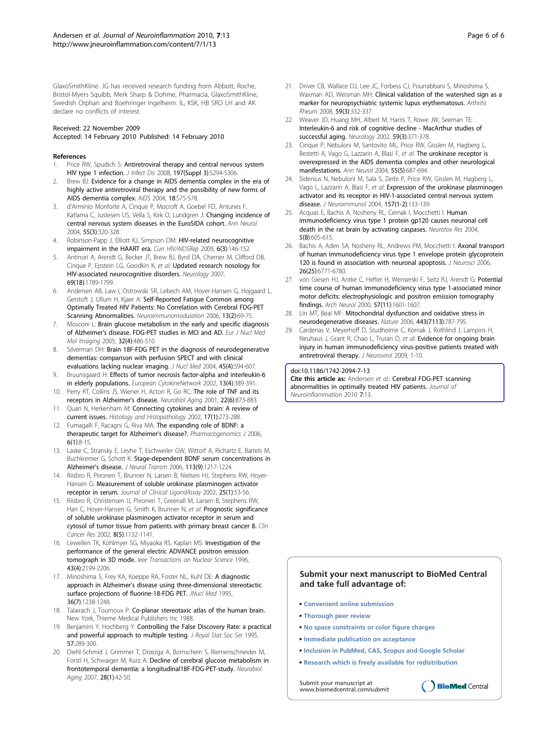GlaxoSmithKline. JG has received research funding from Abbott, Roche, Bristol-Myers Squibb, Merk Sharp & Dohme, Pharmacia, GlaxoSmithKline, Swedish Orphan and Boehringer Ingelheim. IL, KSK, HB SRO LH and AK declare no conflicts of interest.

Received: 22 November 2009
Accepted: 14 February 2010 Published: 14 February 2010

## References

1. Price RW, Spudich S: **Antiretroviral therapy and central nervous system HIV type 1 infection.** *J Infect Dis* 2008, **197(Suppl 3)**:S294-S306.
2. Brew BJ: **Evidence for a change in AIDS dementia complex in the era of highly active antiretroviral therapy and the possibility of new forms of AIDS dementia complex.** *AIDS* 2004, **18**:S75-S78.
3. d'Arminio Monforte A, Cinque P, Mocroft A, Goebel FD, Antunes F, Katlama C, Justesen US, Vella S, Kirk O, Lundgren J: **Changing incidence of central nervous system diseases in the EuroSIDA cohort.** *Ann Neurol* 2004, **55(3)**:320-328.
4. Robinson-Papp J, Elliott KJ, Simpson DM: **HIV-related neurocognitive impairment in the HAART era.** *Curr HIV/AIDSRep* 2009, **6(3)**:146-152.
5. Antinori A, Arendt G, Becker JT, Brew BJ, Byrd DA, Cherner M, Clifford DB, Cinque P, Epstein LG, Goodkin K, *et al*: **Updated research nosology for HIV-associated neurocognitive disorders.** *Neurology* 2007, **69(18)**:1789-1799.
6. Andersen AB, Law I, Ostrowski SR, Lebech AM, Hoyer-Hansen G, Hojgaard L, Gerstoft J, Ullum H, Kjaer A: **Self-Reported Fatigue Common among Optimally Treated HIV Patients: No Correlation with Cerebral FDG-PET Scanning Abnormalities.** *Neuroimmunomodulation* 2006, **13(2)**:69-75.
7. Mosconi L: **Brain glucose metabolism in the early and specific diagnosis of Alzheimer's disease. FDG-PET studies in MCI and AD.** *Eur J Nucl Med Mol Imaging* 2005, **32(4)**:486-510.
8. Silverman DH: **Brain 18F-FDG PET in the diagnosis of neurodegenerative dementias: comparison with perfusion SPECT and with clinical evaluations lacking nuclear imaging.** *J Nucl Med* 2004, **45(4)**:594-607.
9. Bruunsgaard H: **Effects of tumor necrosis factor-alpha and interleukin-6 in elderly populations.** *European CytokineNetwork* 2002, **13(4)**:389-391.
10. Perry RT, Collins JS, Wiener H, Acton R, Go RC: **The role of TNF and its receptors in Alzheimer's disease.** *Neurobiol Aging* 2001, **22(6)**:873-883.
11. Quan N, Herkenham M: **Connecting cytokines and brain: A review of current issues.** *Histology and Histopathology* 2002, **17(1)**:273-288.
12. Fumagalli F, Racagni G, Riva MA: **The expanding role of BDNF: a therapeutic target for Alzheimer's disease?.** *Pharmacogenomics J* 2006, **6(1)**:8-15.
13. Laske C, Stransky E, Leyhe T, Eschweiler GW, Wittorf A, Richartz E, Bartels M, Buchkremer G, Schott K: **Stage-dependent BDNF serum concentrations in Alzheimer's disease.** *J Neural Transm* 2006, **113(9)**:1217-1224.
14. Riisbro R, Piironen T, Brunner N, Larsen B, Nielsen HJ, Stephens RW, Hoyer-Hansen G: **Measurement of soluble urokinase plasminogen activator receptor in serum.** *Journal of Clinical LigandAssay* 2002, **25(1)**:53-56.
15. Riisbro R, Christensen IJ, Piironen T, Greenall M, Larsen B, Stephens RW, Han C, Hoyer-Hansen G, Smith K, Brunner N, *et al*: **Prognostic significance of soluble urokinase plasminogen activator receptor in serum and cytosol of tumor tissue from patients with primary breast cancer 8.** *Clin Cancer Res* 2002, **8(5)**:1132-1141.
16. Lewellen TK, Kohlmyer SG, Miyaoka RS, Kaplan MS: **Investigation of the performance of the general electric ADVANCE positron emission tomograph in 3D mode.** *Ieee Transactions on Nuclear Science* 1996, **43(4)**:2199-2206.
17. Minoshima S, Frey KA, Koeppe RA, Foster NL, Kuhl DE: **A diagnostic approach in Alzheimer's disease using three-dimensional stereotactic surface projections of fluorine-18-FDG PET.** *JNucl Med* 1995, **36(7)**:1238-1248.
18. Talairach J, Tournoux P: **Co-planar stereotaxic atlas of the human brain.** New York, Thieme Medical Publishers Inc 1988.
19. Benjamini Y, Hochberg Y: **Controlling the False Discovery Rate: a practical and powerful approach to multiple testing.** *J Royal Stat Soc Ser* 1995, **57**:289-300.
20. Diehl-Schmid J, Grimmer T, Drzezga A, Bornschein S, Riemenschneider M, Forstl H, Schwaiger M, Kurz A: **Decline of cerebral glucose metabolism in frontotemporal dementia: a longitudinal18F-FDG-PET-study.** *Neurobiol Aging* 2007, **28(1)**:42-50.
21. Driver CB, Wallace DJ, Lee JC, Forbess CJ, Pourrabbani S, Minoshima S, Waxman AD, Weisman MH: **Clinical validation of the watershed sign as a marker for neuropsychiatric systemic lupus erythematosus.** *Arthritis Rheum* 2008, **59(3)**:332-337.
22. Weaver JD, Huang MH, Albert M, Harris T, Rowe JW, Seeman TE: **Interleukin-6 and risk of cognitive decline - MacArthur studies of successful aging.** *Neurology* 2002, **59(3)**:371-378.
23. Cinque P, Nebuloni M, Santovito ML, Price RW, Gisslen M, Hagberg L, Bestetti A, Vago G, Lazzarin A, Blasi F, *et al*: **The urokinase receptor is overexpressed in the AIDS dementia complex and other neurological manifestations.** *Ann Neurol* 2004, **55(5)**:687-694.
24. Sidenius N, Nebuloni M, Sala S, Zerbi P, Price RW, Gisslen M, Hagberg L, Vago L, Lazzarin A, Blasi F, *et al*: **Expression of the urokinase plasminogen activator and its receptor in HIV-1-associated central nervous system disease.** *J Neuroimmunol* 2004, **157(1-2)**:133-139.
25. Acquas E, Bachis A, Nosheny RL, Cernak I, Mocchetti I: **Human immunodeficiency virus type 1 protein gp120 causes neuronal cell death in the rat brain by activating caspases.** *Neurotox Res* 2004, **5(8)**:605-615.
26. Bachis A, Aden SA, Nosheny RL, Andrews PM, Mocchetti I: **Axonal transport of human immunodeficiency virus type 1 envelope protein glycoprotein 120 is found in association with neuronal apoptosis.** *J Neurosci* 2006, **26(25)**:6771-6780.
27. von Giesen HJ, Antke C, Hefter H, Wenserski F, Seitz RJ, Arendt G: **Potential time course of human immunodeficiency virus type 1-associated minor motor deficits: electrophysiologic and positron emission tomography findings.** *Arch Neurol* 2000, **57(11)**:1601-1607.
28. Lin MT, Beal MF: **Mitochondrial dysfunction and oxidative stress in neurodegenerative diseases.** *Nature* 2006, **443(7113)**:787-795.
29. Cardenas V, Meyerhoff D, Studholme C, Kornak J, Rothlind J, Lampiris H, Neuhaus J, Grant R, Chao L, Truran D, *et al*: **Evidence for ongoing brain injury in human immunodeficiency virus-positive patients treated with antiretroviral therapy.** *J Neurovirol* 2009, 1-10.

doi:10.1186/1742-2094-7-13
**Cite this article as:** Andersen *et al.*: Cerebral FDG-PET scanning abnormalities in optimally treated HIV patients. *Journal of Neuroinflammation* 2010 **7**:13.

**Submit your next manuscript to BioMed Central and take full advantage of:**

- **Convenient online submission**
- **Thorough peer review**
- **No space constraints or color figure charges**
- **Immediate publication on acceptance**
- **Inclusion in PubMed, CAS, Scopus and Google Scholar**
- **Research which is freely available for redistribution**

Submit your manuscript at
www.biomedcentral.com/submit

BioMed Central